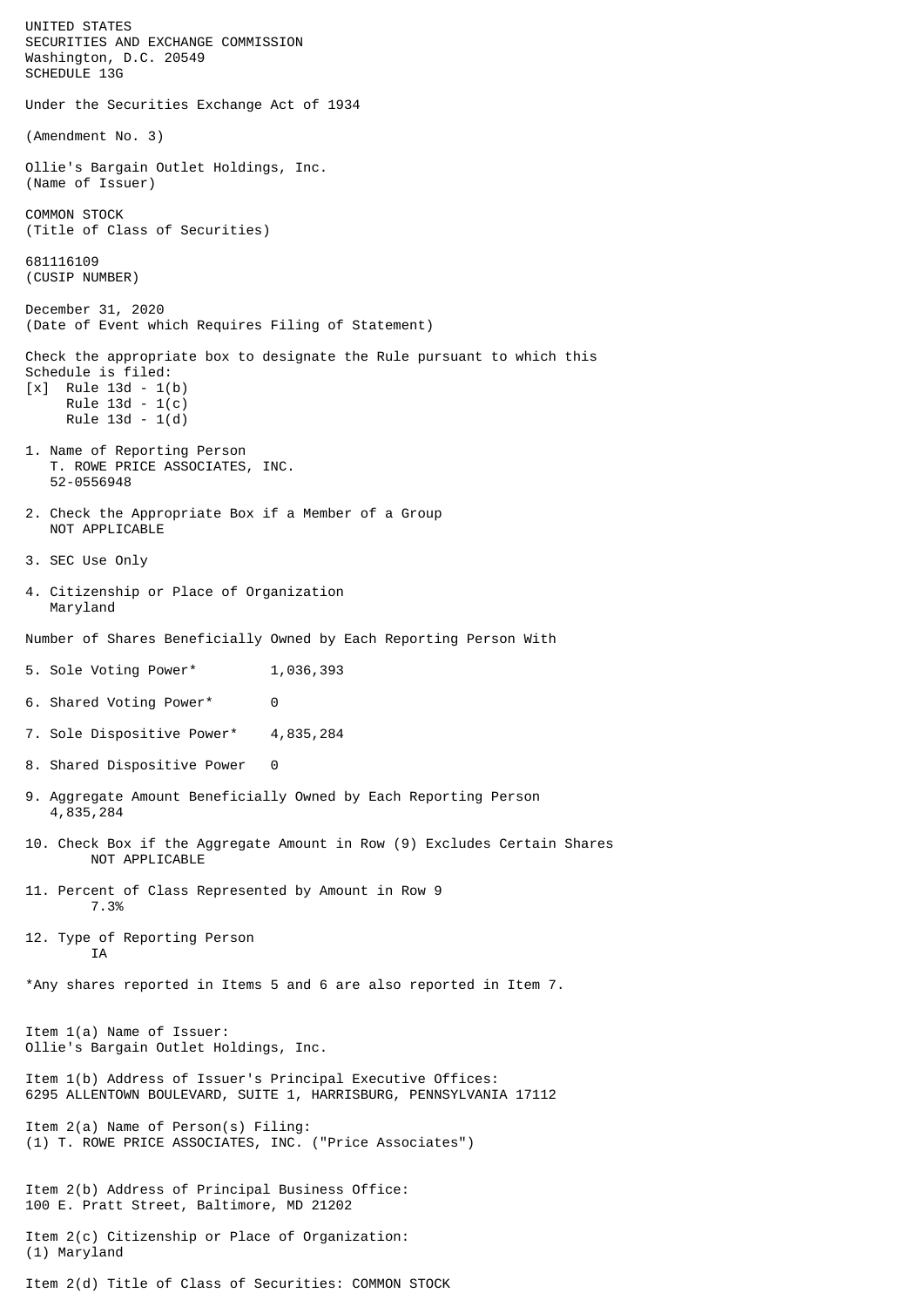UNITED STATES
SECURITIES AND EXCHANGE COMMISSION
Washington, D.C. 20549
SCHEDULE 13G

Under the Securities Exchange Act of 1934

(Amendment No. 3)

Ollie's Bargain Outlet Holdings, Inc.
(Name of Issuer)

COMMON STOCK
(Title of Class of Securities)

681116109
(CUSIP NUMBER)

December 31, 2020
(Date of Event which Requires Filing of Statement)

Check the appropriate box to designate the Rule pursuant to which this Schedule is filed:
[x] Rule 13d - 1(b)
Rule 13d - 1(c)
Rule 13d - 1(d)

1. Name of Reporting Person
   T. ROWE PRICE ASSOCIATES, INC.
   52-0556948

2. Check the Appropriate Box if a Member of a Group
   NOT APPLICABLE

3. SEC Use Only

4. Citizenship or Place of Organization
   Maryland

Number of Shares Beneficially Owned by Each Reporting Person With

5. Sole Voting Power* 1,036,393

6. Shared Voting Power* 0

7. Sole Dispositive Power* 4,835,284

8. Shared Dispositive Power 0

9. Aggregate Amount Beneficially Owned by Each Reporting Person
   4,835,284

10. Check Box if the Aggregate Amount in Row (9) Excludes Certain Shares
    NOT APPLICABLE

11. Percent of Class Represented by Amount in Row 9
    7.3%

12. Type of Reporting Person
    IA

*Any shares reported in Items 5 and 6 are also reported in Item 7.

Item 1(a) Name of Issuer:
Ollie's Bargain Outlet Holdings, Inc.

Item 1(b) Address of Issuer's Principal Executive Offices:
6295 ALLENTOWN BOULEVARD, SUITE 1, HARRISBURG, PENNSYLVANIA 17112

Item 2(a) Name of Person(s) Filing:
(1) T. ROWE PRICE ASSOCIATES, INC. ("Price Associates")

Item 2(b) Address of Principal Business Office:
100 E. Pratt Street, Baltimore, MD 21202

Item 2(c) Citizenship or Place of Organization:
(1) Maryland

Item 2(d) Title of Class of Securities: COMMON STOCK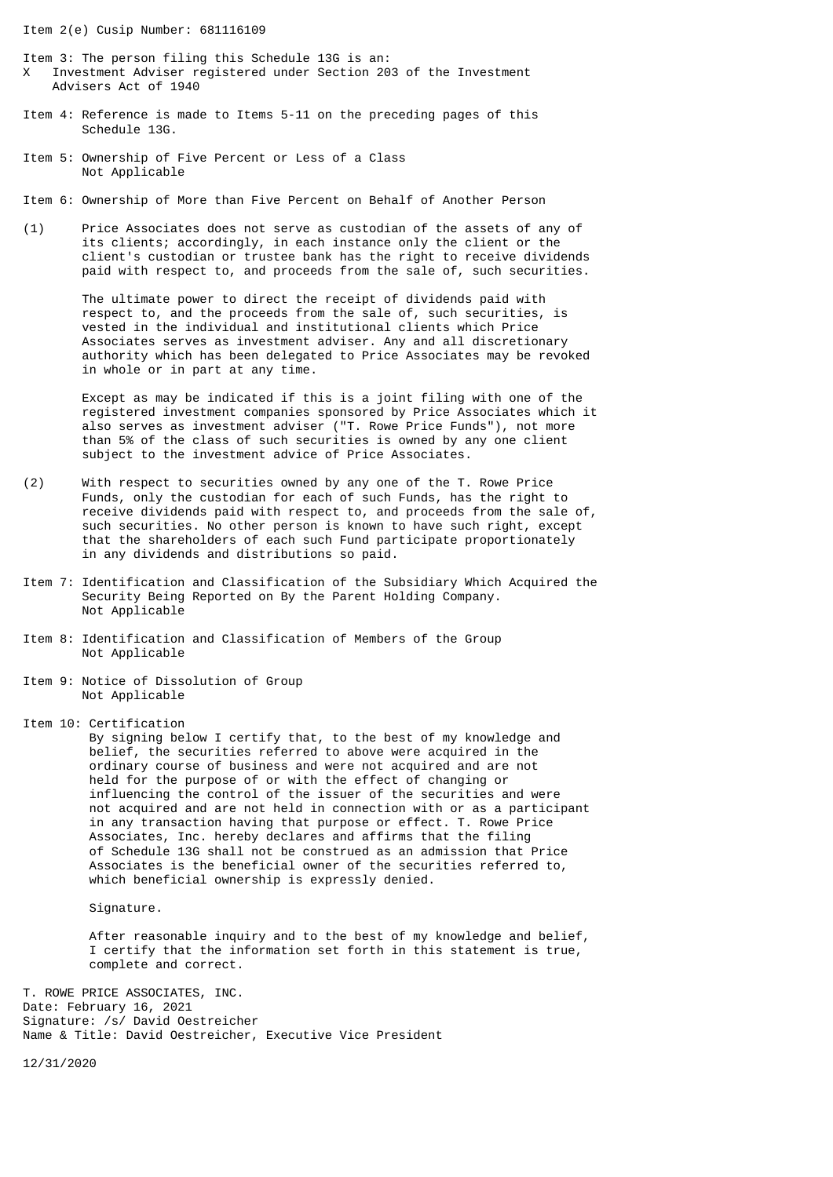Item 2(e) Cusip Number: 681116109

Item 3: The person filing this Schedule 13G is an:
X Investment Adviser registered under Section 203 of the Investment Advisers Act of 1940

Item 4: Reference is made to Items 5-11 on the preceding pages of this Schedule 13G.

Item 5: Ownership of Five Percent or Less of a Class
Not Applicable

Item 6: Ownership of More than Five Percent on Behalf of Another Person

(1) Price Associates does not serve as custodian of the assets of any of its clients; accordingly, in each instance only the client or the client's custodian or trustee bank has the right to receive dividends paid with respect to, and proceeds from the sale of, such securities.

The ultimate power to direct the receipt of dividends paid with respect to, and the proceeds from the sale of, such securities, is vested in the individual and institutional clients which Price Associates serves as investment adviser. Any and all discretionary authority which has been delegated to Price Associates may be revoked in whole or in part at any time.

Except as may be indicated if this is a joint filing with one of the registered investment companies sponsored by Price Associates which it also serves as investment adviser ("T. Rowe Price Funds"), not more than 5% of the class of such securities is owned by any one client subject to the investment advice of Price Associates.

(2) With respect to securities owned by any one of the T. Rowe Price Funds, only the custodian for each of such Funds, has the right to receive dividends paid with respect to, and proceeds from the sale of, such securities. No other person is known to have such right, except that the shareholders of each such Fund participate proportionately in any dividends and distributions so paid.

Item 7: Identification and Classification of the Subsidiary Which Acquired the Security Being Reported on By the Parent Holding Company.
Not Applicable

Item 8: Identification and Classification of Members of the Group
Not Applicable

Item 9: Notice of Dissolution of Group
Not Applicable

Item 10: Certification
By signing below I certify that, to the best of my knowledge and belief, the securities referred to above were acquired in the ordinary course of business and were not acquired and are not held for the purpose of or with the effect of changing or influencing the control of the issuer of the securities and were not acquired and are not held in connection with or as a participant in any transaction having that purpose or effect. T. Rowe Price Associates, Inc. hereby declares and affirms that the filing of Schedule 13G shall not be construed as an admission that Price Associates is the beneficial owner of the securities referred to, which beneficial ownership is expressly denied.

Signature.

After reasonable inquiry and to the best of my knowledge and belief, I certify that the information set forth in this statement is true, complete and correct.

T. ROWE PRICE ASSOCIATES, INC.
Date: February 16, 2021
Signature: /s/ David Oestreicher
Name & Title: David Oestreicher, Executive Vice President

12/31/2020